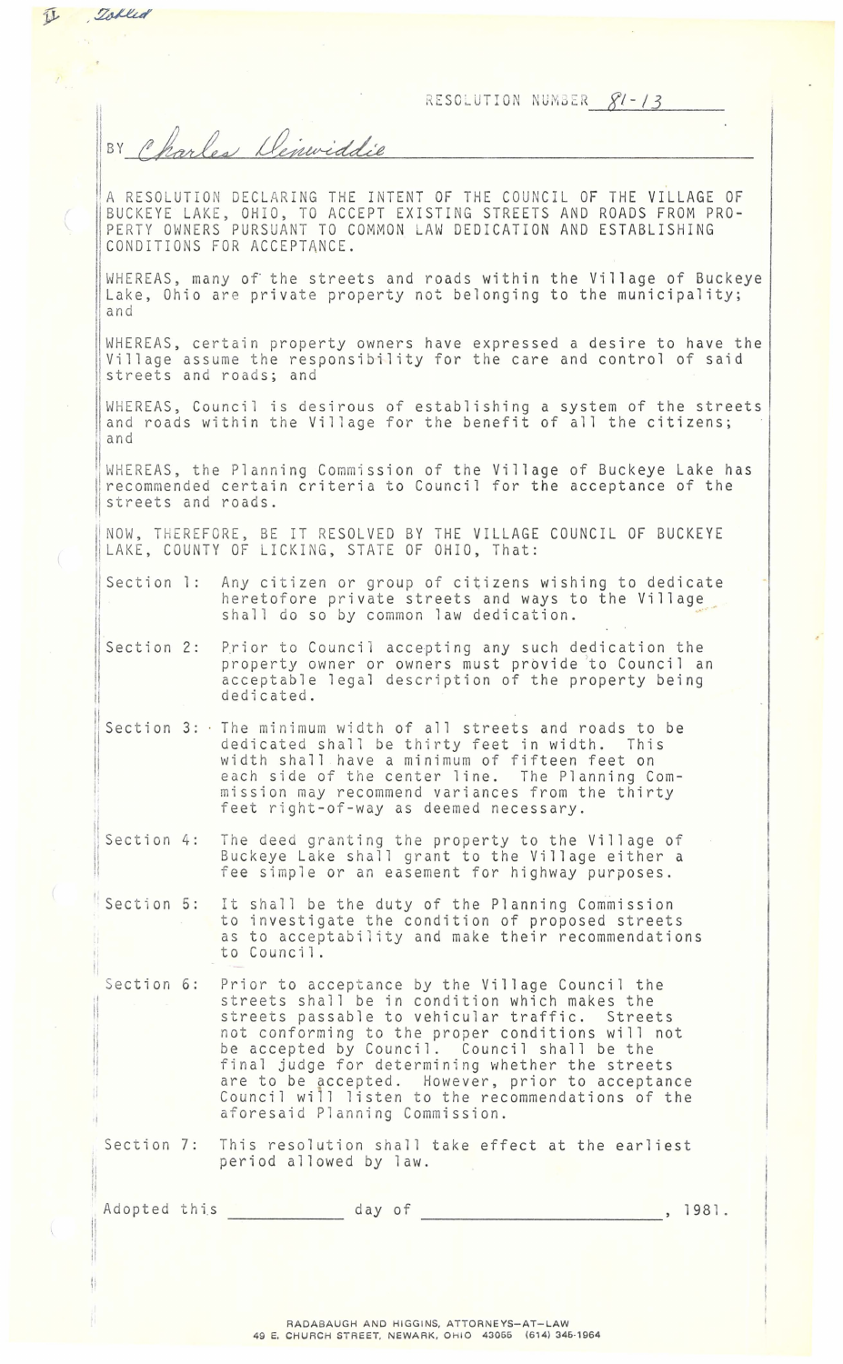II Tabled

RESOLUTION NUMBER 81-13

BY Charles Dinwiddie

A RESOLUTION DECLARING THE INTENT OF THE COUNCIL OF THE VILLAGE OF BUCKEYE LAKE, OHIO, TO ACCEPT EXISTING STREETS AND ROADS FROM PROPERTY OWNERS PURSUANT TO COMMON LAW DEDICATION AND ESTABLISHING CONDITIONS FOR ACCEPTANCE.

WHEREAS, many of the streets and roads within the Village of Buckeye Lake, Ohio are private property not belonging to the municipality; and

WHEREAS, certain property owners have expressed a desire to have the Village assume the responsibility for the care and control of said streets and roads; and

WHEREAS, Council is desirous of establishing a system of the streets and roads within the Village for the benefit of all the citizens; and

WHEREAS, the Planning Commission of the Village of Buckeye Lake has recommended certain criteria to Council for the acceptance of the streets and roads.

NOW, THEREFORE, BE IT RESOLVED BY THE VILLAGE COUNCIL OF BUCKEYE LAKE, COUNTY OF LICKING, STATE OF OHIO, That:

Section 1: Any citizen or group of citizens wishing to dedicate heretofore private streets and ways to the Village shall do so by common law dedication.

Section 2: Prior to Council accepting any such dedication the property owner or owners must provide to Council an acceptable legal description of the property being dedicated.

Section 3: The minimum width of all streets and roads to be dedicated shall be thirty feet in width. This width shall have a minimum of fifteen feet on each side of the center line. The Planning Commission may recommend variances from the thirty feet right-of-way as deemed necessary.

Section 4: The deed granting the property to the Village of Buckeye Lake shall grant to the Village either a fee simple or an easement for highway purposes.

Section 5: It shall be the duty of the Planning Commission to investigate the condition of proposed streets as to acceptability and make their recommendations to Council.

Section 6: Prior to acceptance by the Village Council the streets shall be in condition which makes the streets passable to vehicular traffic. Streets not conforming to the proper conditions will not be accepted by Council. Council shall be the final judge for determining whether the streets are to be accepted. However, prior to acceptance Council will listen to the recommendations of the aforesaid Planning Commission.

Section 7: This resolution shall take effect at the earliest period allowed by law.

Adopted this ____________ day of ________________________, 1981.

RADABAUGH AND HIGGINS, ATTORNEYS-AT-LAW
49 E. CHURCH STREET, NEWARK, OHIO 43055 (614) 345-1964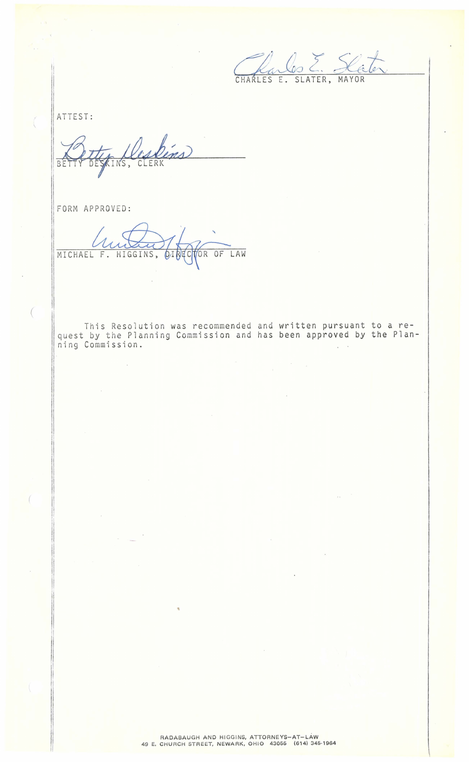CHARLES E. SLATER, MAYOR

ATTEST:

BETTY DESKINS, CLERK

FORM APPROVED:

MICHAEL F. HIGGINS, DIRECTOR OF LAW

This Resolution was recommended and written pursuant to a request by the Planning Commission and has been approved by the Planning Commission.

RADABAUGH AND HIGGINS, ATTORNEYS-AT-LAW
49 E. CHURCH STREET, NEWARK, OHIO 43055 (614) 345-1964